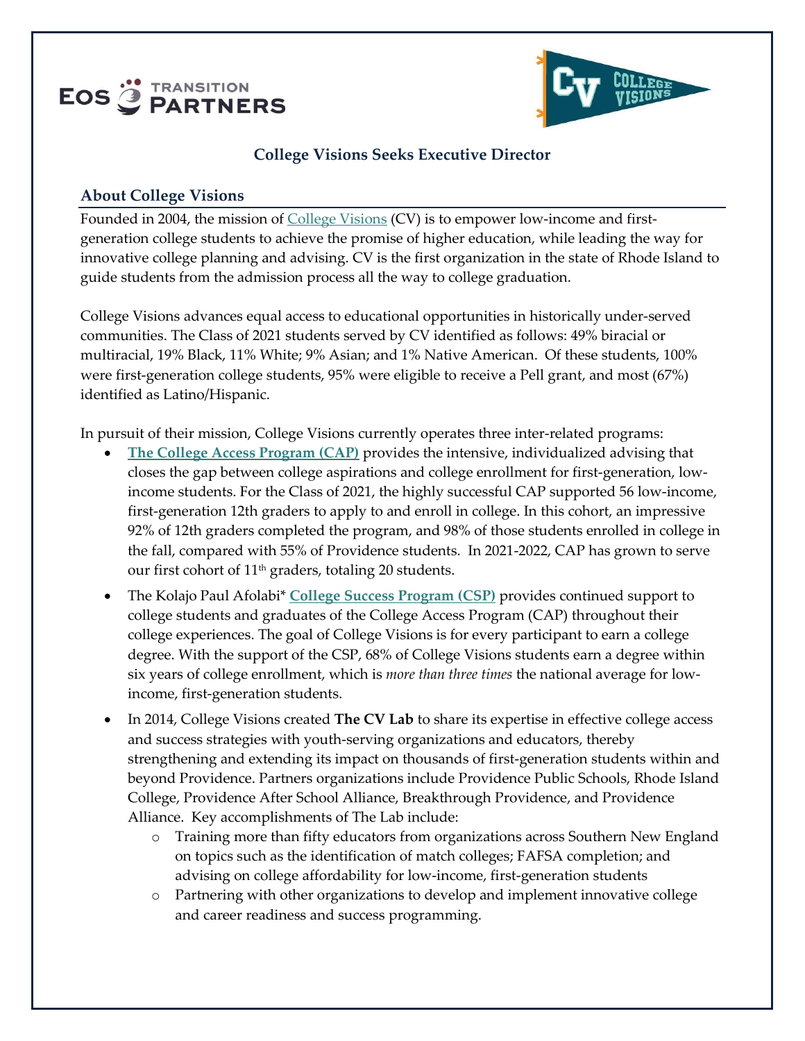# College Visions Seeks Executive Director

## About College Visions

Founded in 2004, the mission of College Visions (CV) is to empower low-income and first-generation college students to achieve the promise of higher education, while leading the way for innovative college planning and advising. CV is the first organization in the state of Rhode Island to guide students from the admission process all the way to college graduation.

College Visions advances equal access to educational opportunities in historically under-served communities. The Class of 2021 students served by CV identified as follows: 49% biracial or multiracial, 19% Black, 11% White; 9% Asian; and 1% Native American. Of these students, 100% were first-generation college students, 95% were eligible to receive a Pell grant, and most (67%) identified as Latino/Hispanic.

In pursuit of their mission, College Visions currently operates three inter-related programs:

- **The College Access Program (CAP)** provides the intensive, individualized advising that closes the gap between college aspirations and college enrollment for first-generation, low-income students. For the Class of 2021, the highly successful CAP supported 56 low-income, first-generation 12th graders to apply to and enroll in college. In this cohort, an impressive 92% of 12th graders completed the program, and 98% of those students enrolled in college in the fall, compared with 55% of Providence students. In 2021-2022, CAP has grown to serve our first cohort of 11th graders, totaling 20 students.
- The Kolajo Paul Afolabi* **College Success Program (CSP)** provides continued support to college students and graduates of the College Access Program (CAP) throughout their college experiences. The goal of College Visions is for every participant to earn a college degree. With the support of the CSP, 68% of College Visions students earn a degree within six years of college enrollment, which is *more than three times* the national average for low-income, first-generation students.
- In 2014, College Visions created **The CV Lab** to share its expertise in effective college access and success strategies with youth-serving organizations and educators, thereby strengthening and extending its impact on thousands of first-generation students within and beyond Providence. Partners organizations include Providence Public Schools, Rhode Island College, Providence After School Alliance, Breakthrough Providence, and Providence Alliance. Key accomplishments of The Lab include:
  - Training more than fifty educators from organizations across Southern New England on topics such as the identification of match colleges; FAFSA completion; and advising on college affordability for low-income, first-generation students
  - Partnering with other organizations to develop and implement innovative college and career readiness and success programming.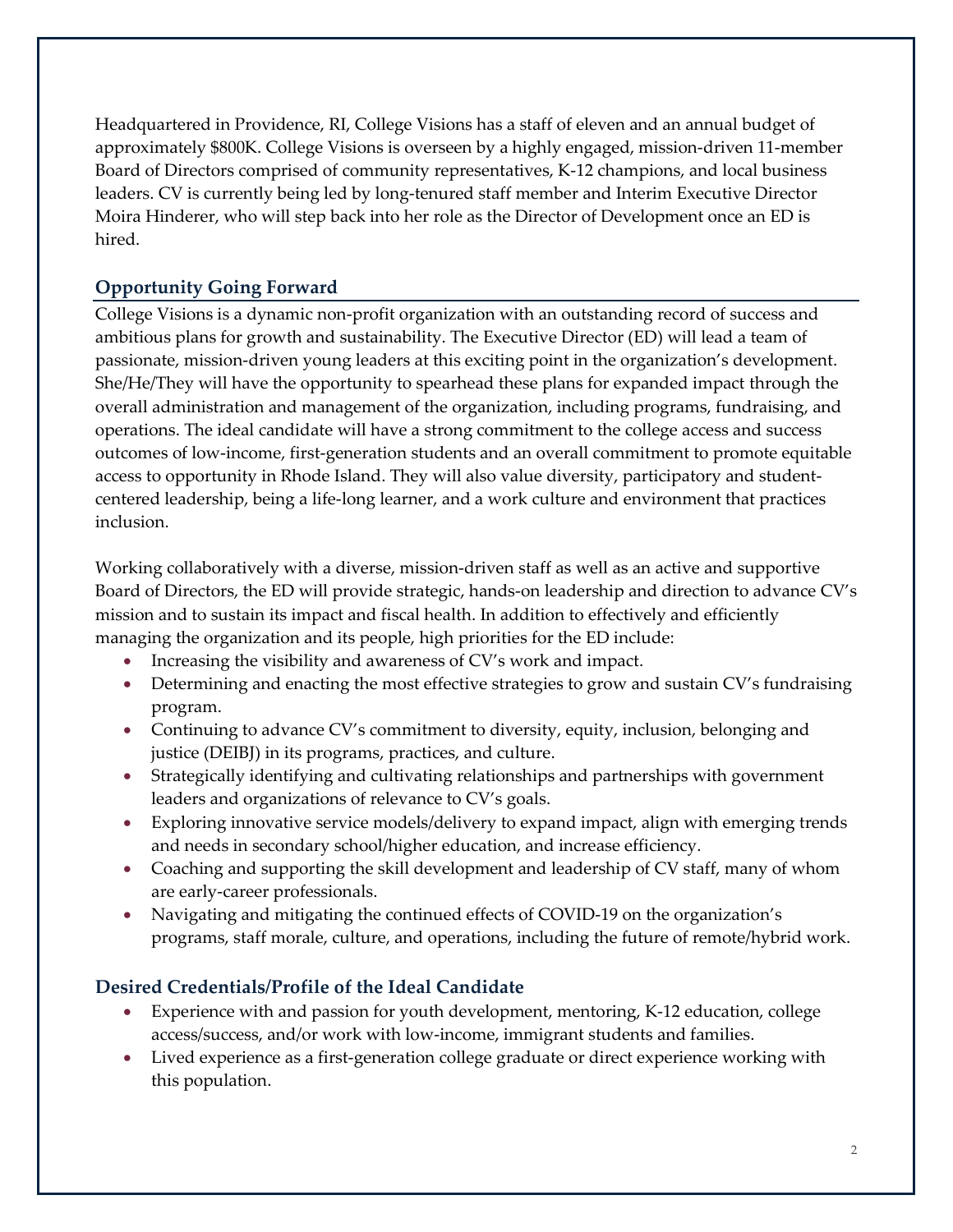Headquartered in Providence, RI, College Visions has a staff of eleven and an annual budget of approximately $800K. College Visions is overseen by a highly engaged, mission-driven 11-member Board of Directors comprised of community representatives, K-12 champions, and local business leaders. CV is currently being led by long-tenured staff member and Interim Executive Director Moira Hinderer, who will step back into her role as the Director of Development once an ED is hired.

## Opportunity Going Forward

College Visions is a dynamic non-profit organization with an outstanding record of success and ambitious plans for growth and sustainability. The Executive Director (ED) will lead a team of passionate, mission-driven young leaders at this exciting point in the organization's development. She/He/They will have the opportunity to spearhead these plans for expanded impact through the overall administration and management of the organization, including programs, fundraising, and operations. The ideal candidate will have a strong commitment to the college access and success outcomes of low-income, first-generation students and an overall commitment to promote equitable access to opportunity in Rhode Island. They will also value diversity, participatory and student-centered leadership, being a life-long learner, and a work culture and environment that practices inclusion.

Working collaboratively with a diverse, mission-driven staff as well as an active and supportive Board of Directors, the ED will provide strategic, hands-on leadership and direction to advance CV's mission and to sustain its impact and fiscal health. In addition to effectively and efficiently managing the organization and its people, high priorities for the ED include:

- Increasing the visibility and awareness of CV's work and impact.
- Determining and enacting the most effective strategies to grow and sustain CV's fundraising program.
- Continuing to advance CV's commitment to diversity, equity, inclusion, belonging and justice (DEIBJ) in its programs, practices, and culture.
- Strategically identifying and cultivating relationships and partnerships with government leaders and organizations of relevance to CV's goals.
- Exploring innovative service models/delivery to expand impact, align with emerging trends and needs in secondary school/higher education, and increase efficiency.
- Coaching and supporting the skill development and leadership of CV staff, many of whom are early-career professionals.
- Navigating and mitigating the continued effects of COVID-19 on the organization's programs, staff morale, culture, and operations, including the future of remote/hybrid work.

## Desired Credentials/Profile of the Ideal Candidate

- Experience with and passion for youth development, mentoring, K-12 education, college access/success, and/or work with low-income, immigrant students and families.
- Lived experience as a first-generation college graduate or direct experience working with this population.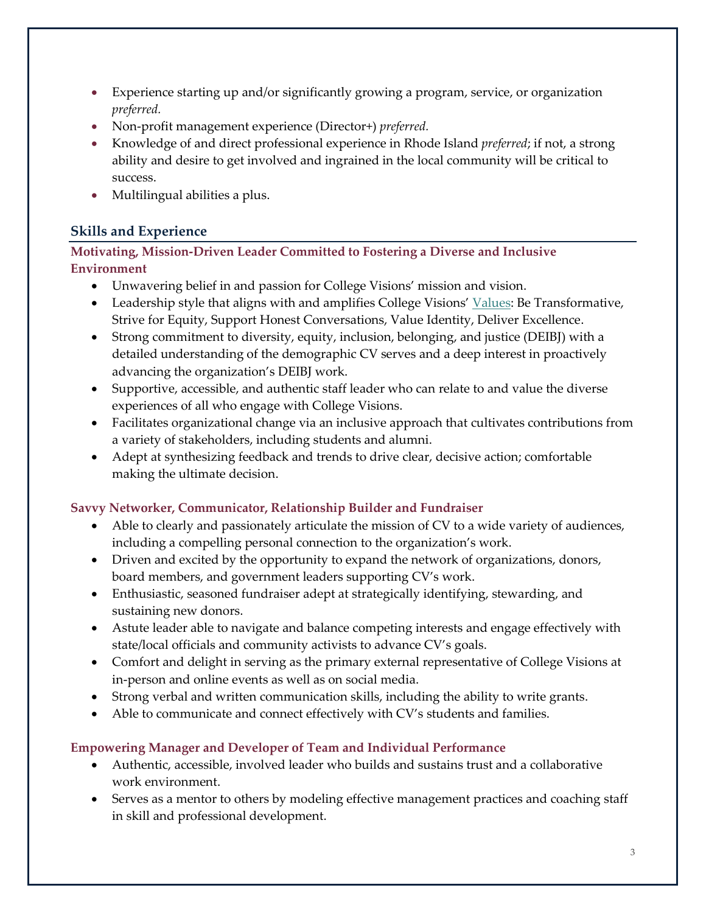- Experience starting up and/or significantly growing a program, service, or organization *preferred.*
- Non-profit management experience (Director+) *preferred.*
- Knowledge of and direct professional experience in Rhode Island *preferred*; if not, a strong ability and desire to get involved and ingrained in the local community will be critical to success.
- Multilingual abilities a plus.

## Skills and Experience

### Motivating, Mission-Driven Leader Committed to Fostering a Diverse and Inclusive Environment

- Unwavering belief in and passion for College Visions' mission and vision.
- Leadership style that aligns with and amplifies College Visions' Values: Be Transformative, Strive for Equity, Support Honest Conversations, Value Identity, Deliver Excellence.
- Strong commitment to diversity, equity, inclusion, belonging, and justice (DEIBJ) with a detailed understanding of the demographic CV serves and a deep interest in proactively advancing the organization's DEIBJ work.
- Supportive, accessible, and authentic staff leader who can relate to and value the diverse experiences of all who engage with College Visions.
- Facilitates organizational change via an inclusive approach that cultivates contributions from a variety of stakeholders, including students and alumni.
- Adept at synthesizing feedback and trends to drive clear, decisive action; comfortable making the ultimate decision.

### Savvy Networker, Communicator, Relationship Builder and Fundraiser

- Able to clearly and passionately articulate the mission of CV to a wide variety of audiences, including a compelling personal connection to the organization's work.
- Driven and excited by the opportunity to expand the network of organizations, donors, board members, and government leaders supporting CV's work.
- Enthusiastic, seasoned fundraiser adept at strategically identifying, stewarding, and sustaining new donors.
- Astute leader able to navigate and balance competing interests and engage effectively with state/local officials and community activists to advance CV's goals.
- Comfort and delight in serving as the primary external representative of College Visions at in-person and online events as well as on social media.
- Strong verbal and written communication skills, including the ability to write grants.
- Able to communicate and connect effectively with CV's students and families.

### Empowering Manager and Developer of Team and Individual Performance

- Authentic, accessible, involved leader who builds and sustains trust and a collaborative work environment.
- Serves as a mentor to others by modeling effective management practices and coaching staff in skill and professional development.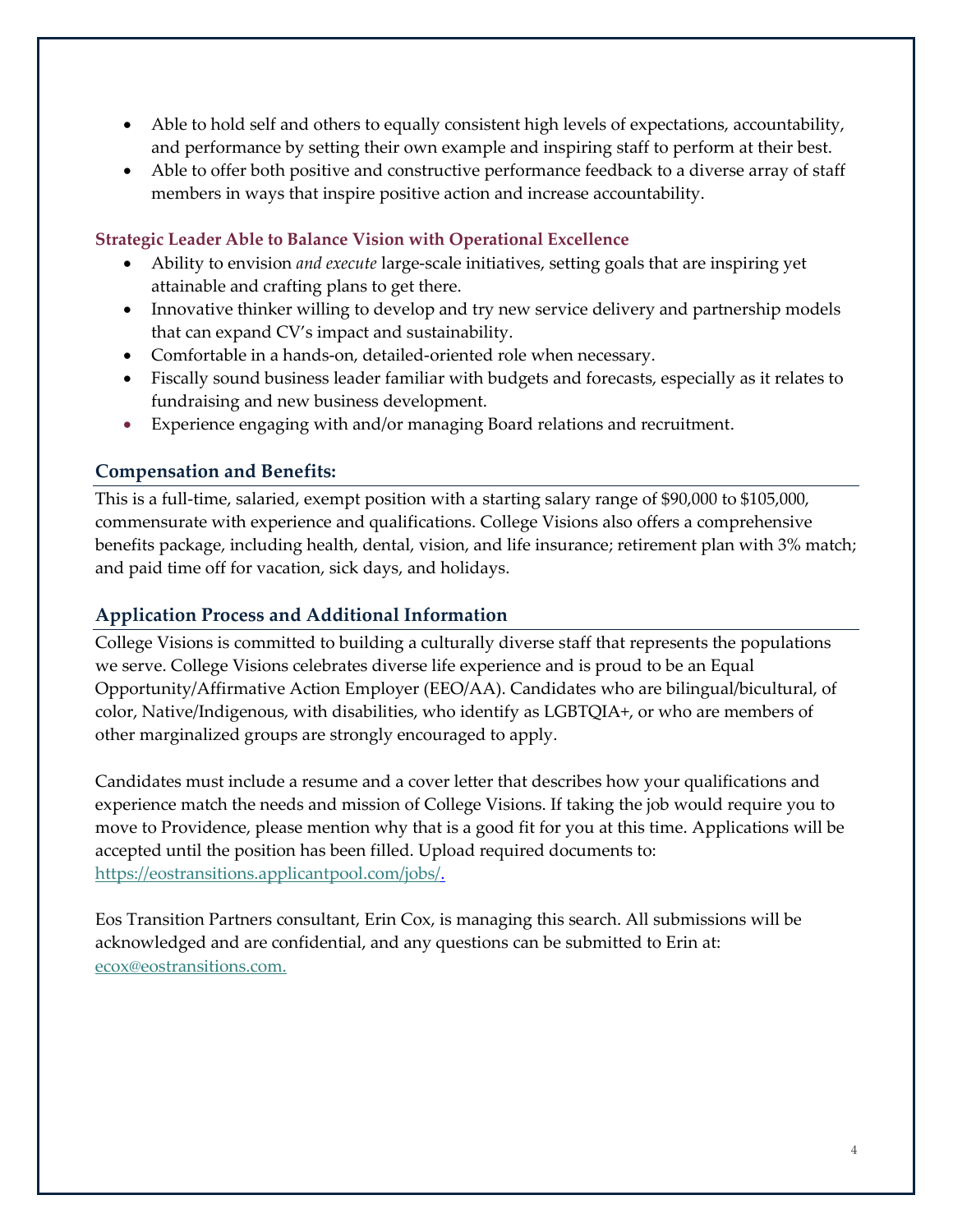- Able to hold self and others to equally consistent high levels of expectations, accountability, and performance by setting their own example and inspiring staff to perform at their best.
- Able to offer both positive and constructive performance feedback to a diverse array of staff members in ways that inspire positive action and increase accountability.

**Strategic Leader Able to Balance Vision with Operational Excellence**

- Ability to envision *and execute* large-scale initiatives, setting goals that are inspiring yet attainable and crafting plans to get there.
- Innovative thinker willing to develop and try new service delivery and partnership models that can expand CV's impact and sustainability.
- Comfortable in a hands-on, detailed-oriented role when necessary.
- Fiscally sound business leader familiar with budgets and forecasts, especially as it relates to fundraising and new business development.
- Experience engaging with and/or managing Board relations and recruitment.

## Compensation and Benefits:

This is a full-time, salaried, exempt position with a starting salary range of $90,000 to $105,000, commensurate with experience and qualifications. College Visions also offers a comprehensive benefits package, including health, dental, vision, and life insurance; retirement plan with 3% match; and paid time off for vacation, sick days, and holidays.

## Application Process and Additional Information

College Visions is committed to building a culturally diverse staff that represents the populations we serve. College Visions celebrates diverse life experience and is proud to be an Equal Opportunity/Affirmative Action Employer (EEO/AA). Candidates who are bilingual/bicultural, of color, Native/Indigenous, with disabilities, who identify as LGBTQIA+, or who are members of other marginalized groups are strongly encouraged to apply.

Candidates must include a resume and a cover letter that describes how your qualifications and experience match the needs and mission of College Visions. If taking the job would require you to move to Providence, please mention why that is a good fit for you at this time. Applications will be accepted until the position has been filled. Upload required documents to: https://eostransitions.applicantpool.com/jobs/.

Eos Transition Partners consultant, Erin Cox, is managing this search. All submissions will be acknowledged and are confidential, and any questions can be submitted to Erin at: ecox@eostransitions.com.